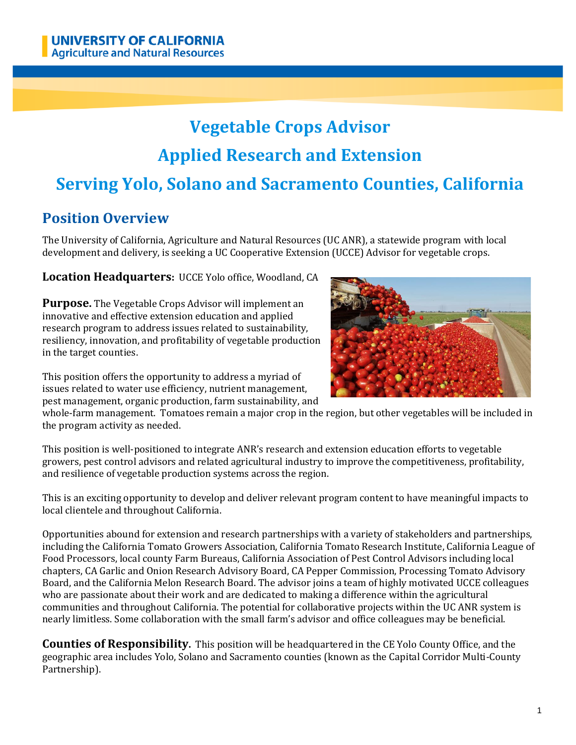**UNIVERSITY OF CALIFORNIA**
**Agriculture and Natural Resources**

# Vegetable Crops Advisor

# Applied Research and Extension

# Serving Yolo, Solano and Sacramento Counties, California

## Position Overview

The University of California, Agriculture and Natural Resources (UC ANR), a statewide program with local development and delivery, is seeking a UC Cooperative Extension (UCCE) Advisor for vegetable crops.

**Location Headquarters:** UCCE Yolo office, Woodland, CA

**Purpose.** The Vegetable Crops Advisor will implement an innovative and effective extension education and applied research program to address issues related to sustainability, resiliency, innovation, and profitability of vegetable production in the target counties.

This position offers the opportunity to address a myriad of issues related to water use efficiency, nutrient management, pest management, organic production, farm sustainability, and whole-farm management. Tomatoes remain a major crop in the region, but other vegetables will be included in the program activity as needed.

This position is well-positioned to integrate ANR's research and extension education efforts to vegetable growers, pest control advisors and related agricultural industry to improve the competitiveness, profitability, and resilience of vegetable production systems across the region.

This is an exciting opportunity to develop and deliver relevant program content to have meaningful impacts to local clientele and throughout California.

Opportunities abound for extension and research partnerships with a variety of stakeholders and partnerships, including the California Tomato Growers Association, California Tomato Research Institute, California League of Food Processors, local county Farm Bureaus, California Association of Pest Control Advisors including local chapters, CA Garlic and Onion Research Advisory Board, CA Pepper Commission, Processing Tomato Advisory Board, and the California Melon Research Board. The advisor joins a team of highly motivated UCCE colleagues who are passionate about their work and are dedicated to making a difference within the agricultural communities and throughout California. The potential for collaborative projects within the UC ANR system is nearly limitless. Some collaboration with the small farm's advisor and office colleagues may be beneficial.

**Counties of Responsibility.** This position will be headquartered in the CE Yolo County Office, and the geographic area includes Yolo, Solano and Sacramento counties (known as the Capital Corridor Multi-County Partnership).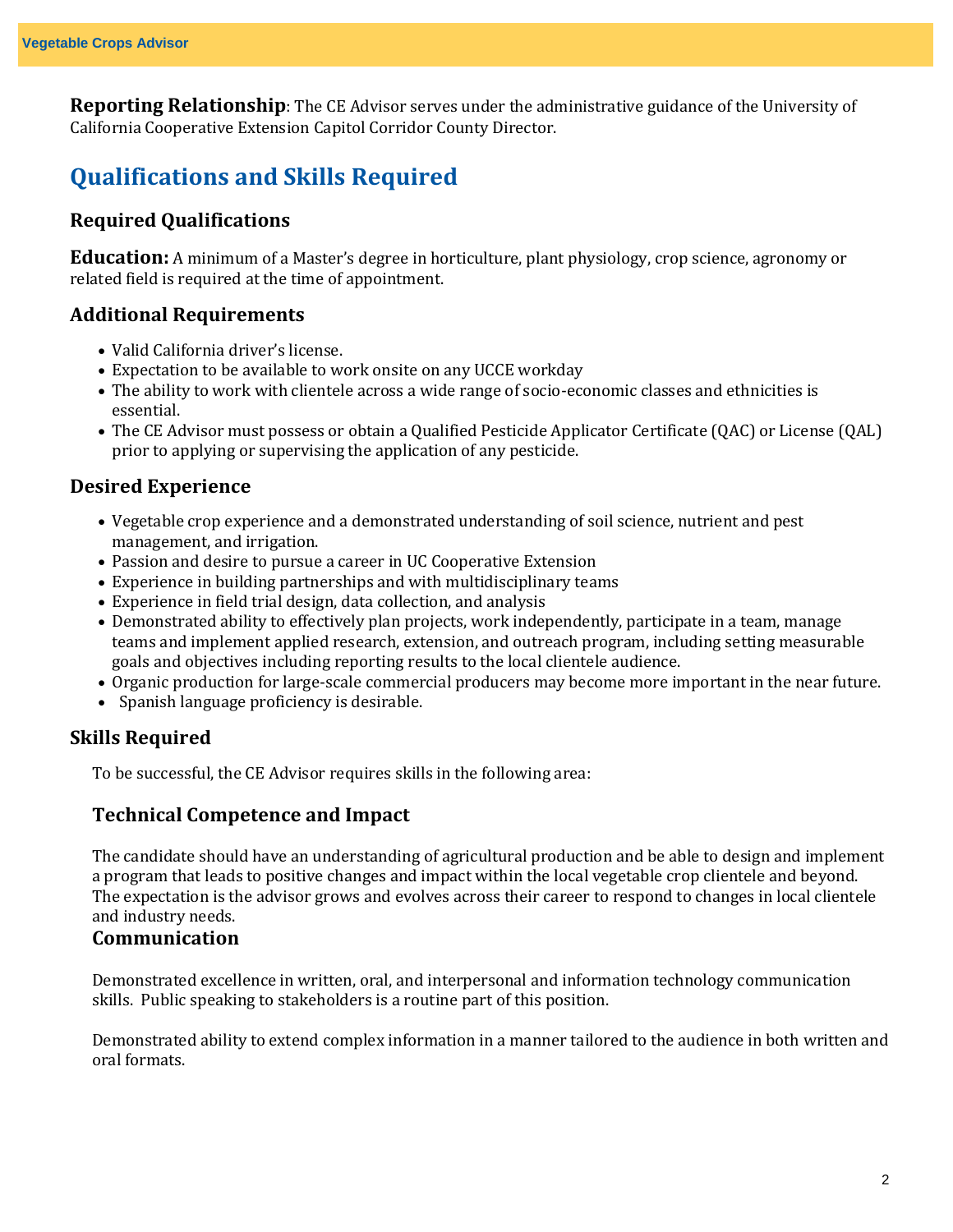**Reporting Relationship**: The CE Advisor serves under the administrative guidance of the University of California Cooperative Extension Capitol Corridor County Director.

## Qualifications and Skills Required

### Required Qualifications

**Education:** A minimum of a Master's degree in horticulture, plant physiology, crop science, agronomy or related field is required at the time of appointment.

### Additional Requirements

- Valid California driver's license.
- Expectation to be available to work onsite on any UCCE workday
- The ability to work with clientele across a wide range of socio-economic classes and ethnicities is essential.
- The CE Advisor must possess or obtain a Qualified Pesticide Applicator Certificate (QAC) or License (QAL) prior to applying or supervising the application of any pesticide.

### Desired Experience

- Vegetable crop experience and a demonstrated understanding of soil science, nutrient and pest management, and irrigation.
- Passion and desire to pursue a career in UC Cooperative Extension
- Experience in building partnerships and with multidisciplinary teams
- Experience in field trial design, data collection, and analysis
- Demonstrated ability to effectively plan projects, work independently, participate in a team, manage teams and implement applied research, extension, and outreach program, including setting measurable goals and objectives including reporting results to the local clientele audience.
- Organic production for large-scale commercial producers may become more important in the near future.
- Spanish language proficiency is desirable.

### Skills Required

To be successful, the CE Advisor requires skills in the following area:

#### Technical Competence and Impact

The candidate should have an understanding of agricultural production and be able to design and implement a program that leads to positive changes and impact within the local vegetable crop clientele and beyond. The expectation is the advisor grows and evolves across their career to respond to changes in local clientele and industry needs.

#### Communication

Demonstrated excellence in written, oral, and interpersonal and information technology communication skills. Public speaking to stakeholders is a routine part of this position.

Demonstrated ability to extend complex information in a manner tailored to the audience in both written and oral formats.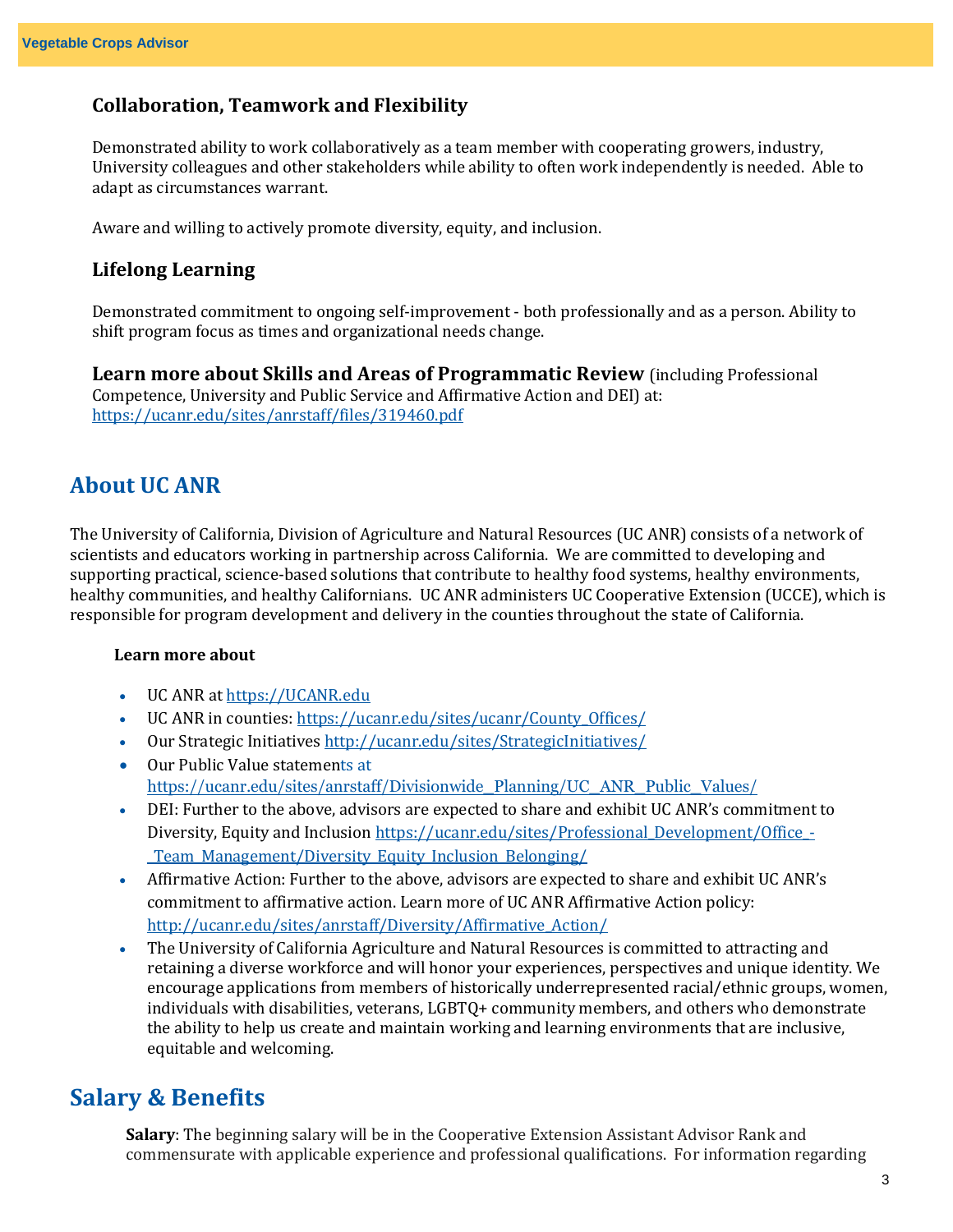### Collaboration, Teamwork and Flexibility

Demonstrated ability to work collaboratively as a team member with cooperating growers, industry, University colleagues and other stakeholders while ability to often work independently is needed. Able to adapt as circumstances warrant.

Aware and willing to actively promote diversity, equity, and inclusion.

### Lifelong Learning

Demonstrated commitment to ongoing self-improvement - both professionally and as a person. Ability to shift program focus as times and organizational needs change.

**Learn more about Skills and Areas of Programmatic Review** (including Professional Competence, University and Public Service and Affirmative Action and DEI) at: https://ucanr.edu/sites/anrstaff/files/319460.pdf

## About UC ANR

The University of California, Division of Agriculture and Natural Resources (UC ANR) consists of a network of scientists and educators working in partnership across California. We are committed to developing and supporting practical, science-based solutions that contribute to healthy food systems, healthy environments, healthy communities, and healthy Californians. UC ANR administers UC Cooperative Extension (UCCE), which is responsible for program development and delivery in the counties throughout the state of California.

**Learn more about**

- UC ANR at https://UCANR.edu
- UC ANR in counties: https://ucanr.edu/sites/ucanr/County_Offices/
- Our Strategic Initiatives http://ucanr.edu/sites/StrategicInitiatives/
- Our Public Value statements at https://ucanr.edu/sites/anrstaff/Divisionwide_Planning/UC_ANR_Public_Values/
- DEI: Further to the above, advisors are expected to share and exhibit UC ANR's commitment to Diversity, Equity and Inclusion https://ucanr.edu/sites/Professional_Development/Office_-_Team_Management/Diversity_Equity_Inclusion_Belonging/
- Affirmative Action: Further to the above, advisors are expected to share and exhibit UC ANR's commitment to affirmative action. Learn more of UC ANR Affirmative Action policy: http://ucanr.edu/sites/anrstaff/Diversity/Affirmative_Action/
- The University of California Agriculture and Natural Resources is committed to attracting and retaining a diverse workforce and will honor your experiences, perspectives and unique identity. We encourage applications from members of historically underrepresented racial/ethnic groups, women, individuals with disabilities, veterans, LGBTQ+ community members, and others who demonstrate the ability to help us create and maintain working and learning environments that are inclusive, equitable and welcoming.

## Salary & Benefits

**Salary**: The beginning salary will be in the Cooperative Extension Assistant Advisor Rank and commensurate with applicable experience and professional qualifications. For information regarding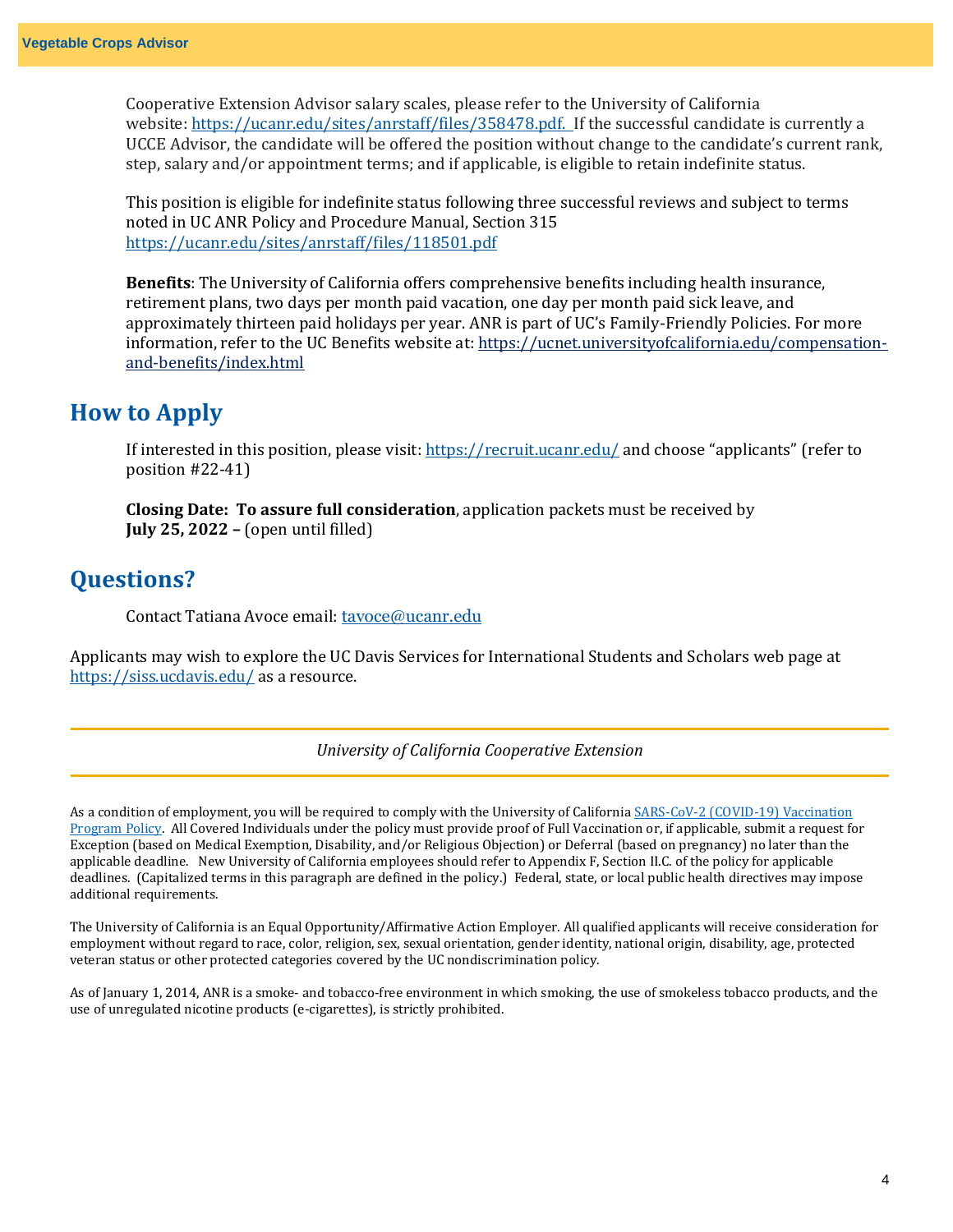Cooperative Extension Advisor salary scales, please refer to the University of California website: https://ucanr.edu/sites/anrstaff/files/358478.pdf. If the successful candidate is currently a UCCE Advisor, the candidate will be offered the position without change to the candidate's current rank, step, salary and/or appointment terms; and if applicable, is eligible to retain indefinite status.

This position is eligible for indefinite status following three successful reviews and subject to terms noted in UC ANR Policy and Procedure Manual, Section 315 https://ucanr.edu/sites/anrstaff/files/118501.pdf

**Benefits**: The University of California offers comprehensive benefits including health insurance, retirement plans, two days per month paid vacation, one day per month paid sick leave, and approximately thirteen paid holidays per year. ANR is part of UC's Family-Friendly Policies. For more information, refer to the UC Benefits website at: https://ucnet.universityofcalifornia.edu/compensation-and-benefits/index.html

## How to Apply

If interested in this position, please visit: https://recruit.ucanr.edu/ and choose "applicants" (refer to position #22-41)

**Closing Date: To assure full consideration**, application packets must be received by **July 25, 2022 –** (open until filled)

## Questions?

Contact Tatiana Avoce email: tavoce@ucanr.edu

Applicants may wish to explore the UC Davis Services for International Students and Scholars web page at https://siss.ucdavis.edu/ as a resource.

---

*University of California Cooperative Extension*

---

As a condition of employment, you will be required to comply with the University of California SARS-CoV-2 (COVID-19) Vaccination Program Policy. All Covered Individuals under the policy must provide proof of Full Vaccination or, if applicable, submit a request for Exception (based on Medical Exemption, Disability, and/or Religious Objection) or Deferral (based on pregnancy) no later than the applicable deadline. New University of California employees should refer to Appendix F, Section II.C. of the policy for applicable deadlines. (Capitalized terms in this paragraph are defined in the policy.) Federal, state, or local public health directives may impose additional requirements.

The University of California is an Equal Opportunity/Affirmative Action Employer. All qualified applicants will receive consideration for employment without regard to race, color, religion, sex, sexual orientation, gender identity, national origin, disability, age, protected veteran status or other protected categories covered by the UC nondiscrimination policy.

As of January 1, 2014, ANR is a smoke- and tobacco-free environment in which smoking, the use of smokeless tobacco products, and the use of unregulated nicotine products (e-cigarettes), is strictly prohibited.